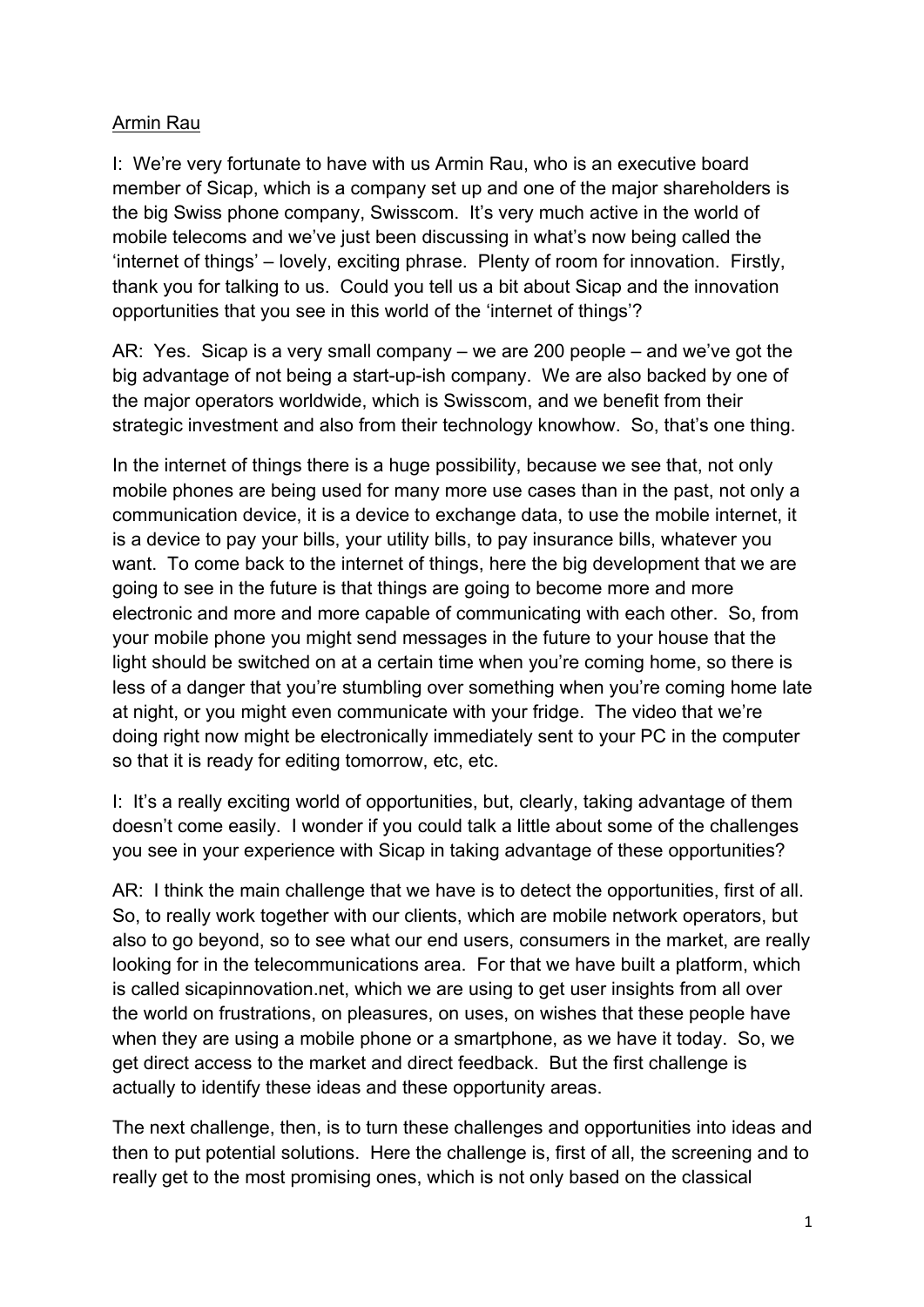Armin Rau

I: We're very fortunate to have with us Armin Rau, who is an executive board member of Sicap, which is a company set up and one of the major shareholders is the big Swiss phone company, Swisscom. It's very much active in the world of mobile telecoms and we've just been discussing in what's now being called the 'internet of things' – lovely, exciting phrase. Plenty of room for innovation. Firstly, thank you for talking to us. Could you tell us a bit about Sicap and the innovation opportunities that you see in this world of the 'internet of things'?

AR: Yes. Sicap is a very small company – we are 200 people – and we've got the big advantage of not being a start-up-ish company. We are also backed by one of the major operators worldwide, which is Swisscom, and we benefit from their strategic investment and also from their technology knowhow. So, that's one thing.

In the internet of things there is a huge possibility, because we see that, not only mobile phones are being used for many more use cases than in the past, not only a communication device, it is a device to exchange data, to use the mobile internet, it is a device to pay your bills, your utility bills, to pay insurance bills, whatever you want. To come back to the internet of things, here the big development that we are going to see in the future is that things are going to become more and more electronic and more and more capable of communicating with each other. So, from your mobile phone you might send messages in the future to your house that the light should be switched on at a certain time when you're coming home, so there is less of a danger that you're stumbling over something when you're coming home late at night, or you might even communicate with your fridge. The video that we're doing right now might be electronically immediately sent to your PC in the computer so that it is ready for editing tomorrow, etc, etc.

I: It's a really exciting world of opportunities, but, clearly, taking advantage of them doesn't come easily. I wonder if you could talk a little about some of the challenges you see in your experience with Sicap in taking advantage of these opportunities?

AR: I think the main challenge that we have is to detect the opportunities, first of all. So, to really work together with our clients, which are mobile network operators, but also to go beyond, so to see what our end users, consumers in the market, are really looking for in the telecommunications area. For that we have built a platform, which is called sicapinnovation.net, which we are using to get user insights from all over the world on frustrations, on pleasures, on uses, on wishes that these people have when they are using a mobile phone or a smartphone, as we have it today. So, we get direct access to the market and direct feedback. But the first challenge is actually to identify these ideas and these opportunity areas.

The next challenge, then, is to turn these challenges and opportunities into ideas and then to put potential solutions. Here the challenge is, first of all, the screening and to really get to the most promising ones, which is not only based on the classical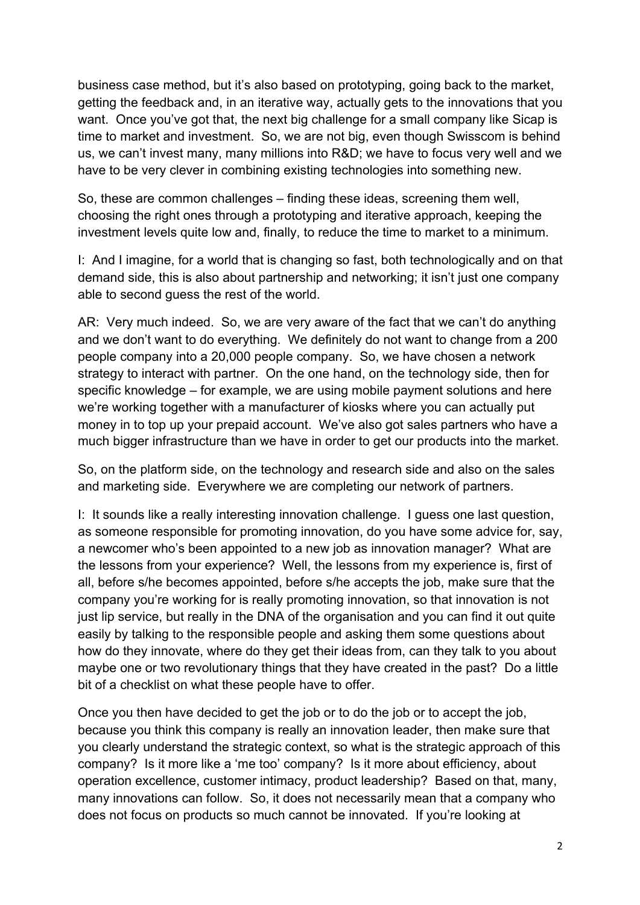business case method, but it's also based on prototyping, going back to the market, getting the feedback and, in an iterative way, actually gets to the innovations that you want. Once you've got that, the next big challenge for a small company like Sicap is time to market and investment. So, we are not big, even though Swisscom is behind us, we can't invest many, many millions into R&D; we have to focus very well and we have to be very clever in combining existing technologies into something new.

So, these are common challenges – finding these ideas, screening them well, choosing the right ones through a prototyping and iterative approach, keeping the investment levels quite low and, finally, to reduce the time to market to a minimum.

I: And I imagine, for a world that is changing so fast, both technologically and on that demand side, this is also about partnership and networking; it isn't just one company able to second guess the rest of the world.

AR: Very much indeed. So, we are very aware of the fact that we can't do anything and we don't want to do everything. We definitely do not want to change from a 200 people company into a 20,000 people company. So, we have chosen a network strategy to interact with partner. On the one hand, on the technology side, then for specific knowledge – for example, we are using mobile payment solutions and here we're working together with a manufacturer of kiosks where you can actually put money in to top up your prepaid account. We've also got sales partners who have a much bigger infrastructure than we have in order to get our products into the market.

So, on the platform side, on the technology and research side and also on the sales and marketing side. Everywhere we are completing our network of partners.

I: It sounds like a really interesting innovation challenge. I guess one last question, as someone responsible for promoting innovation, do you have some advice for, say, a newcomer who's been appointed to a new job as innovation manager? What are the lessons from your experience? Well, the lessons from my experience is, first of all, before s/he becomes appointed, before s/he accepts the job, make sure that the company you're working for is really promoting innovation, so that innovation is not just lip service, but really in the DNA of the organisation and you can find it out quite easily by talking to the responsible people and asking them some questions about how do they innovate, where do they get their ideas from, can they talk to you about maybe one or two revolutionary things that they have created in the past? Do a little bit of a checklist on what these people have to offer.

Once you then have decided to get the job or to do the job or to accept the job, because you think this company is really an innovation leader, then make sure that you clearly understand the strategic context, so what is the strategic approach of this company? Is it more like a 'me too' company? Is it more about efficiency, about operation excellence, customer intimacy, product leadership? Based on that, many, many innovations can follow. So, it does not necessarily mean that a company who does not focus on products so much cannot be innovated. If you're looking at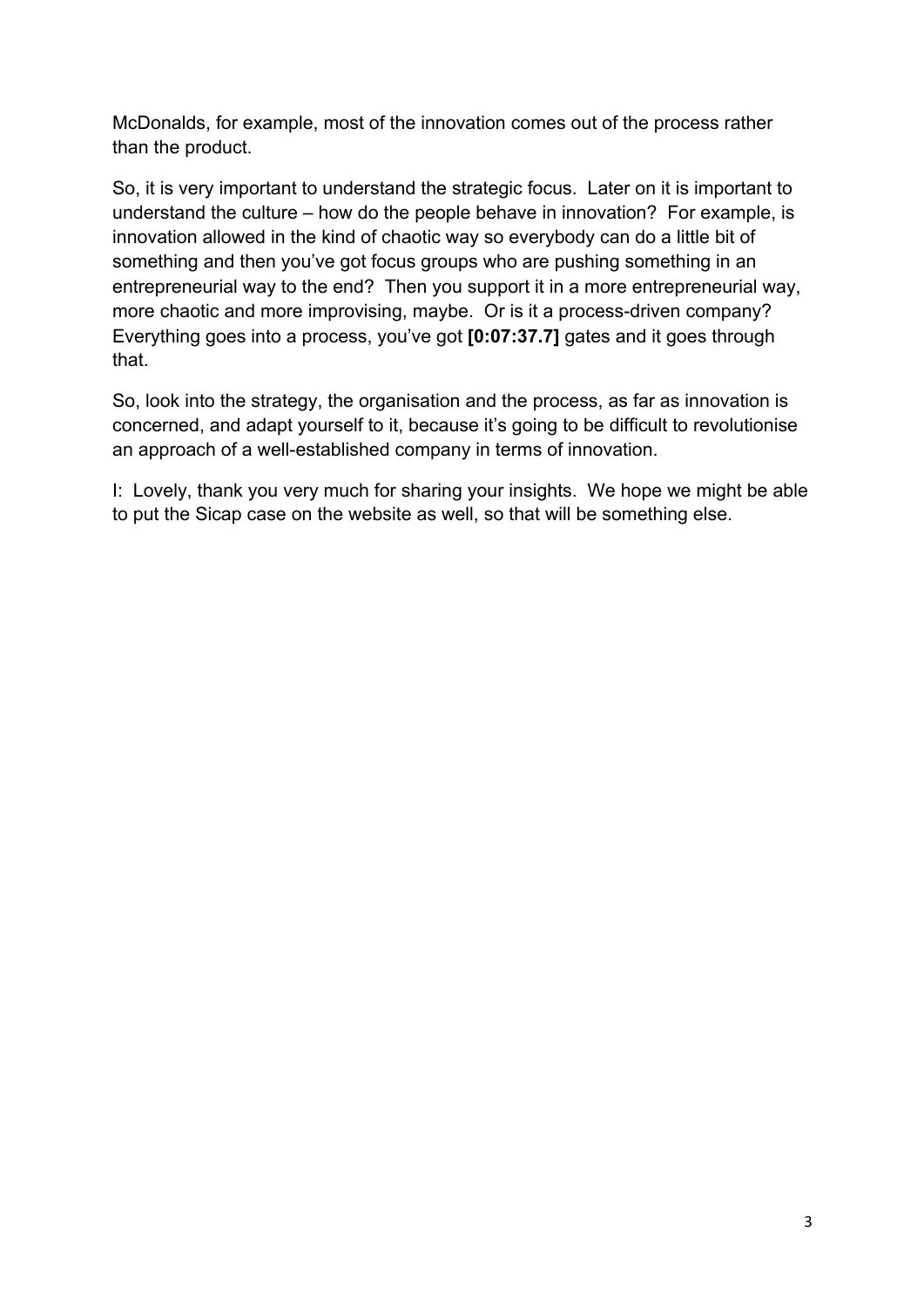McDonalds, for example, most of the innovation comes out of the process rather than the product.

So, it is very important to understand the strategic focus. Later on it is important to understand the culture – how do the people behave in innovation? For example, is innovation allowed in the kind of chaotic way so everybody can do a little bit of something and then you've got focus groups who are pushing something in an entrepreneurial way to the end? Then you support it in a more entrepreneurial way, more chaotic and more improvising, maybe. Or is it a process-driven company? Everything goes into a process, you've got **[0:07:37.7]** gates and it goes through that.

So, look into the strategy, the organisation and the process, as far as innovation is concerned, and adapt yourself to it, because it's going to be difficult to revolutionise an approach of a well-established company in terms of innovation.

I: Lovely, thank you very much for sharing your insights. We hope we might be able to put the Sicap case on the website as well, so that will be something else.